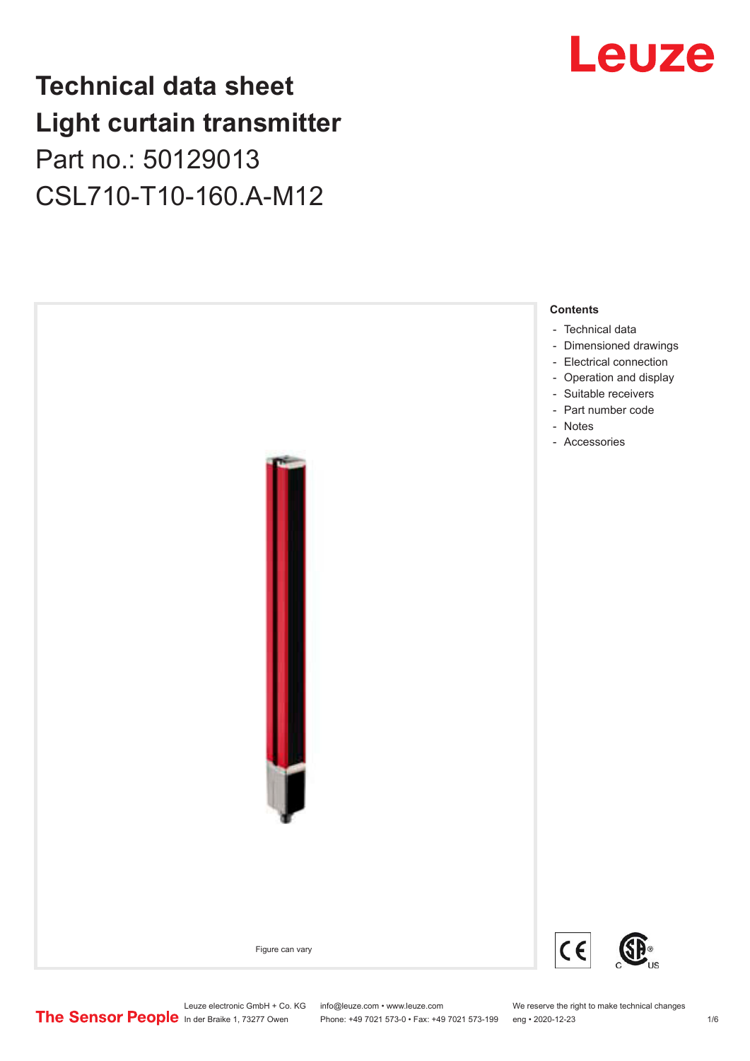# Technical data sheet
# Light curtain transmitter

Part no.: 50129013

CSL710-T10-160.A-M12

Figure can vary

**Contents**

- Technical data
- Dimensioned drawings
- Electrical connection
- Operation and display
- Suitable receivers
- Part number code
- Notes
- Accessories

Leuze electronic GmbH + Co. KG
In der Braike 1, 73277 Owen

info@leuze.com • www.leuze.com
Phone: +49 7021 573-0 • Fax: +49 7021 573-199

We reserve the right to make technical changes
eng • 2020-12-23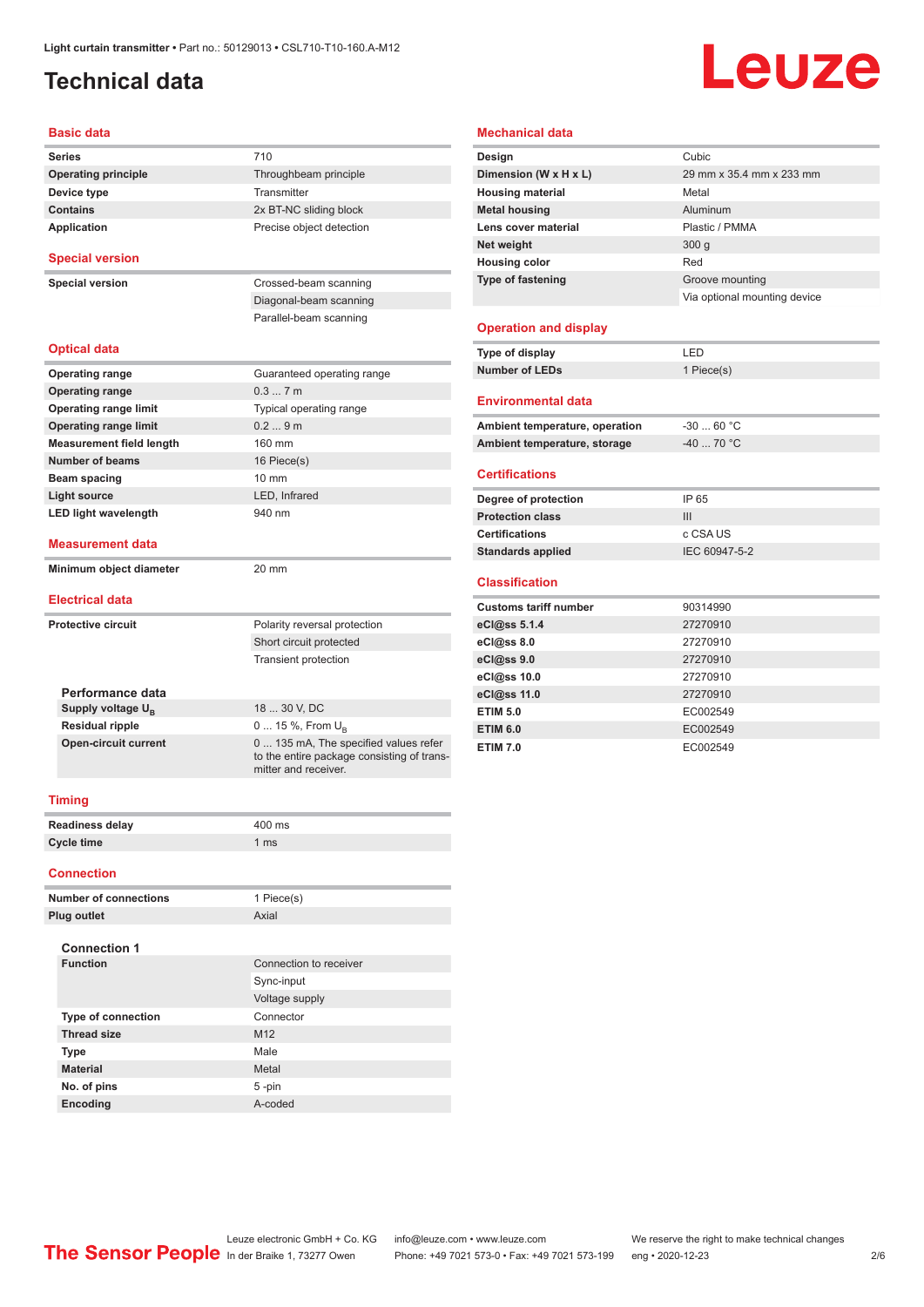# Technical data

## Basic data

| | |
|---|---|
| Series | 710 |
| Operating principle | Throughbeam principle |
| Device type | Transmitter |
| Contains | 2x BT-NC sliding block |
| Application | Precise object detection |

## Special version

| | |
|---|---|
| Special version | Crossed-beam scanning |
| | Diagonal-beam scanning |
| | Parallel-beam scanning |

## Optical data

| | |
|---|---|
| Operating range | Guaranteed operating range |
| Operating range | 0.3 ... 7 m |
| Operating range limit | Typical operating range |
| Operating range limit | 0.2 ... 9 m |
| Measurement field length | 160 mm |
| Number of beams | 16 Piece(s) |
| Beam spacing | 10 mm |
| Light source | LED, Infrared |
| LED light wavelength | 940 nm |

## Measurement data

| | |
|---|---|
| Minimum object diameter | 20 mm |

## Electrical data

| | |
|---|---|
| Protective circuit | Polarity reversal protection |
| | Short circuit protected |
| | Transient protection |

### Performance data

| | |
|---|---|
| Supply voltage $U_B$ | 18 ... 30 V, DC |
| Residual ripple | 0 ... 15 %, From $U_B$ |
| Open-circuit current | 0 ... 135 mA, The specified values refer to the entire package consisting of transmitter and receiver. |

## Timing

| | |
|---|---|
| Readiness delay | 400 ms |
| Cycle time | 1 ms |

## Connection

| | |
|---|---|
| Number of connections | 1 Piece(s) |
| Plug outlet | Axial |

### Connection 1

| | |
|---|---|
| Function | Connection to receiver |
| | Sync-input |
| | Voltage supply |
| Type of connection | Connector |
| Thread size | M12 |
| Type | Male |
| Material | Metal |
| No. of pins | 5 -pin |
| Encoding | A-coded |

## Mechanical data

| | |
|---|---|
| Design | Cubic |
| Dimension (W x H x L) | 29 mm x 35.4 mm x 233 mm |
| Housing material | Metal |
| Metal housing | Aluminum |
| Lens cover material | Plastic / PMMA |
| Net weight | 300 g |
| Housing color | Red |
| Type of fastening | Groove mounting |
| | Via optional mounting device |

## Operation and display

| | |
|---|---|
| Type of display | LED |
| Number of LEDs | 1 Piece(s) |

## Environmental data

| | |
|---|---|
| Ambient temperature, operation | -30 ... 60 °C |
| Ambient temperature, storage | -40 ... 70 °C |

## Certifications

| | |
|---|---|
| Degree of protection | IP 65 |
| Protection class | III |
| Certifications | c CSA US |
| Standards applied | IEC 60947-5-2 |

## Classification

| | |
|---|---|
| Customs tariff number | 90314990 |
| eCl@ss 5.1.4 | 27270910 |
| eCl@ss 8.0 | 27270910 |
| eCl@ss 9.0 | 27270910 |
| eCl@ss 10.0 | 27270910 |
| eCl@ss 11.0 | 27270910 |
| ETIM 5.0 | EC002549 |
| ETIM 6.0 | EC002549 |
| ETIM 7.0 | EC002549 |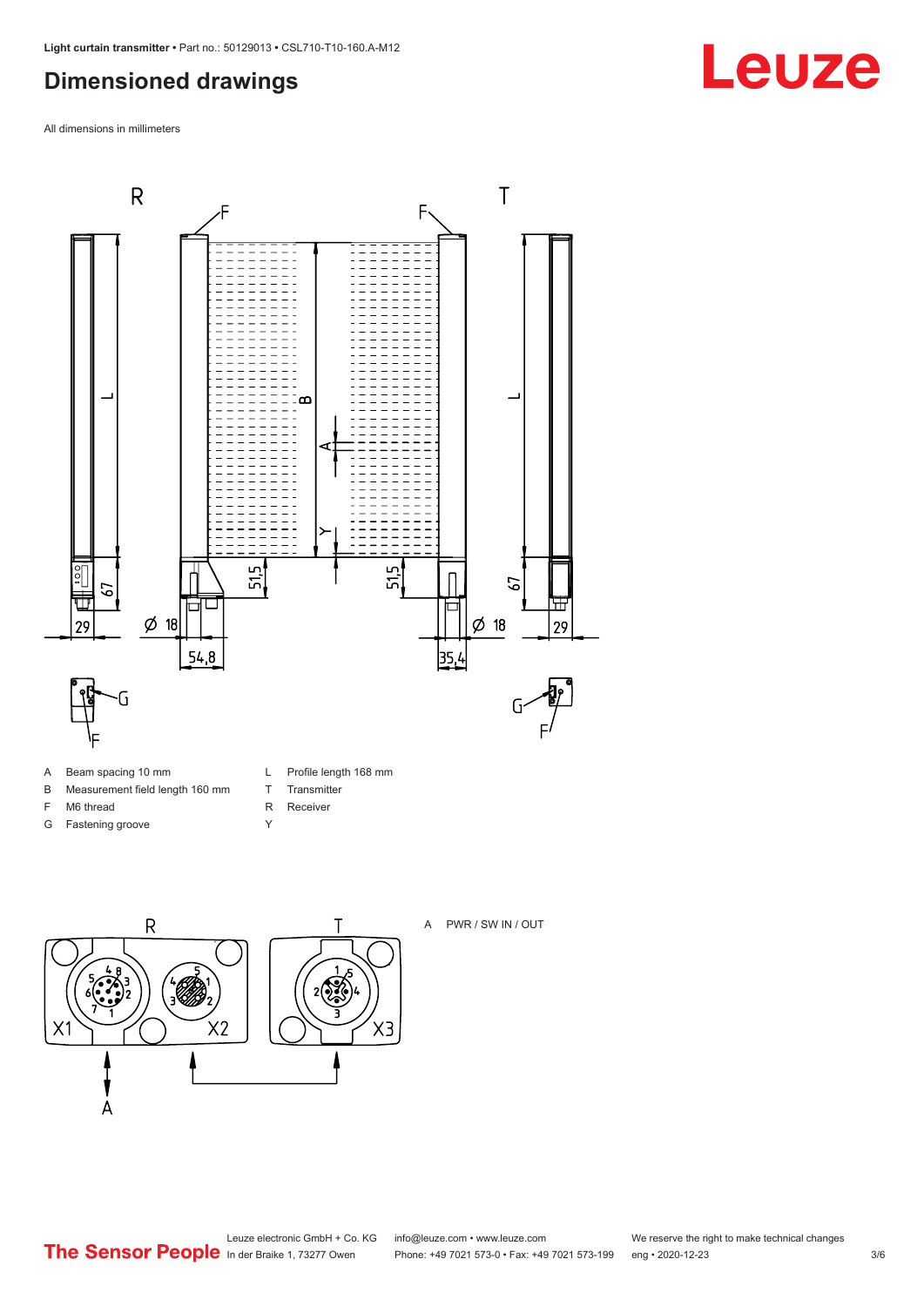## Dimensioned drawings

All dimensions in millimeters

A Beam spacing 10 mm
B Measurement field length 160 mm
F M6 thread
G Fastening groove
L Profile length 168 mm
T Transmitter
R Receiver
Y

A PWR / SW IN / OUT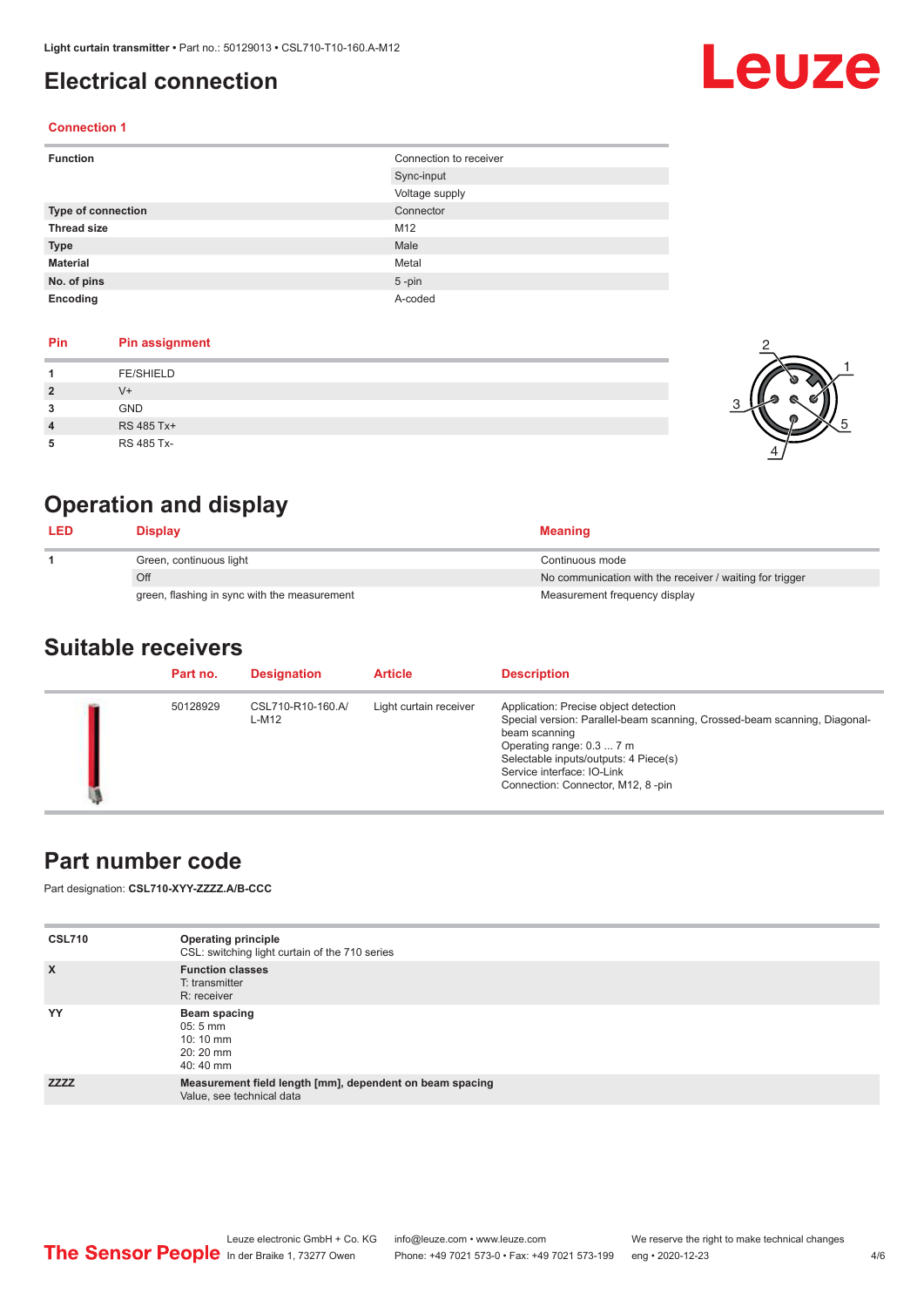# Electrical connection

### Connection 1

| | |
|---|---|
| **Function** | Connection to receiver |
| | Sync-input |
| | Voltage supply |
| **Type of connection** | Connector |
| **Thread size** | M12 |
| **Type** | Male |
| **Material** | Metal |
| **No. of pins** | 5 -pin |
| **Encoding** | A-coded |

| Pin | Pin assignment |
|---|---|
| **1** | FE/SHIELD |
| **2** | V+ |
| **3** | GND |
| **4** | RS 485 Tx+ |
| **5** | RS 485 Tx- |

# Operation and display

| LED | Display | Meaning |
|---|---|---|
| **1** | Green, continuous light | Continuous mode |
| | Off | No communication with the receiver / waiting for trigger |
| | green, flashing in sync with the measurement | Measurement frequency display |

# Suitable receivers

| Part no. | Designation | Article | Description |
|---|---|---|---|
| 50128929 | CSL710-R10-160.A/L-M12 | Light curtain receiver | Application: Precise object detection<br>Special version: Parallel-beam scanning, Crossed-beam scanning, Diagonal-beam scanning<br>Operating range: 0.3 ... 7 m<br>Selectable inputs/outputs: 4 Piece(s)<br>Service interface: IO-Link<br>Connection: Connector, M12, 8 -pin |

# Part number code

Part designation: **CSL710-XYY-ZZZZ.A/B-CCC**

| | |
|---|---|
| **CSL710** | **Operating principle**<br>CSL: switching light curtain of the 710 series |
| **X** | **Function classes**<br>T: transmitter<br>R: receiver |
| **YY** | **Beam spacing**<br>05: 5 mm<br>10: 10 mm<br>20: 20 mm<br>40: 40 mm |
| **ZZZZ** | **Measurement field length [mm], dependent on beam spacing**<br>Value, see technical data |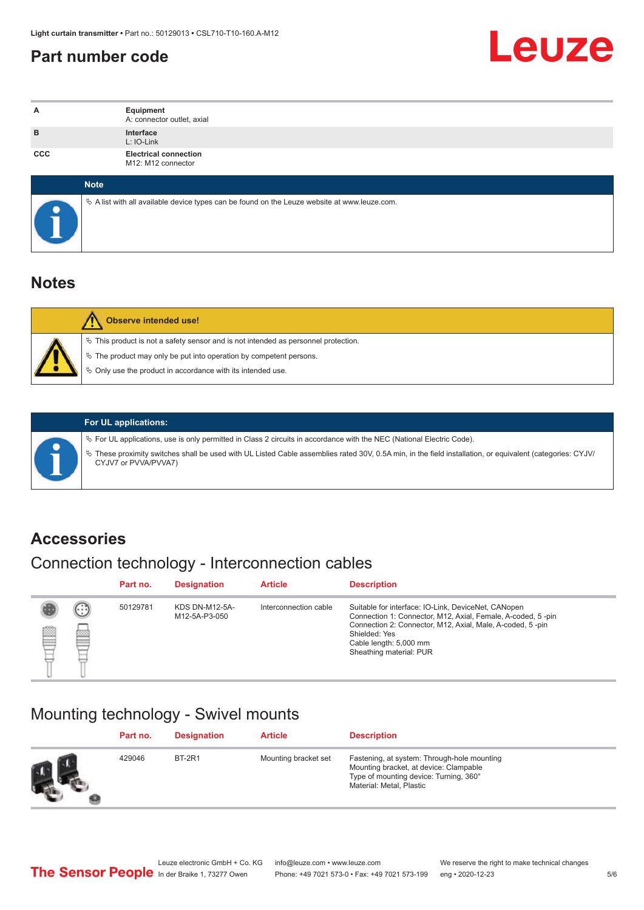## Part number code

| | |
|---|---|
| A | **Equipment**<br>A: connector outlet, axial |
| B | **Interface**<br>L: IO-Link |
| CCC | **Electrical connection**<br>M12: M12 connector |

**Note**

- ↳ A list with all available device types can be found on the Leuze website at www.leuze.com.

## Notes

**Observe intended use!**

- ↳ This product is not a safety sensor and is not intended as personnel protection.
- ↳ The product may only be put into operation by competent persons.
- ↳ Only use the product in accordance with its intended use.

**For UL applications:**

- ↳ For UL applications, use is only permitted in Class 2 circuits in accordance with the NEC (National Electric Code).
- ↳ These proximity switches shall be used with UL Listed Cable assemblies rated 30V, 0.5A min, in the field installation, or equivalent (categories: CYJV/ CYJV7 or PVVA/PVVA7)

## Accessories

### Connection technology - Interconnection cables

| Part no. | Designation | Article | Description |
|---|---|---|---|
| 50129781 | KDS DN-M12-5A-M12-5A-P3-050 | Interconnection cable | Suitable for interface: IO-Link, DeviceNet, CANopen<br>Connection 1: Connector, M12, Axial, Female, A-coded, 5 -pin<br>Connection 2: Connector, M12, Axial, Male, A-coded, 5 -pin<br>Shielded: Yes<br>Cable length: 5,000 mm<br>Sheathing material: PUR |

### Mounting technology - Swivel mounts

| Part no. | Designation | Article | Description |
|---|---|---|---|
| 429046 | BT-2R1 | Mounting bracket set | Fastening, at system: Through-hole mounting<br>Mounting bracket, at device: Clampable<br>Type of mounting device: Turning, 360°<br>Material: Metal, Plastic |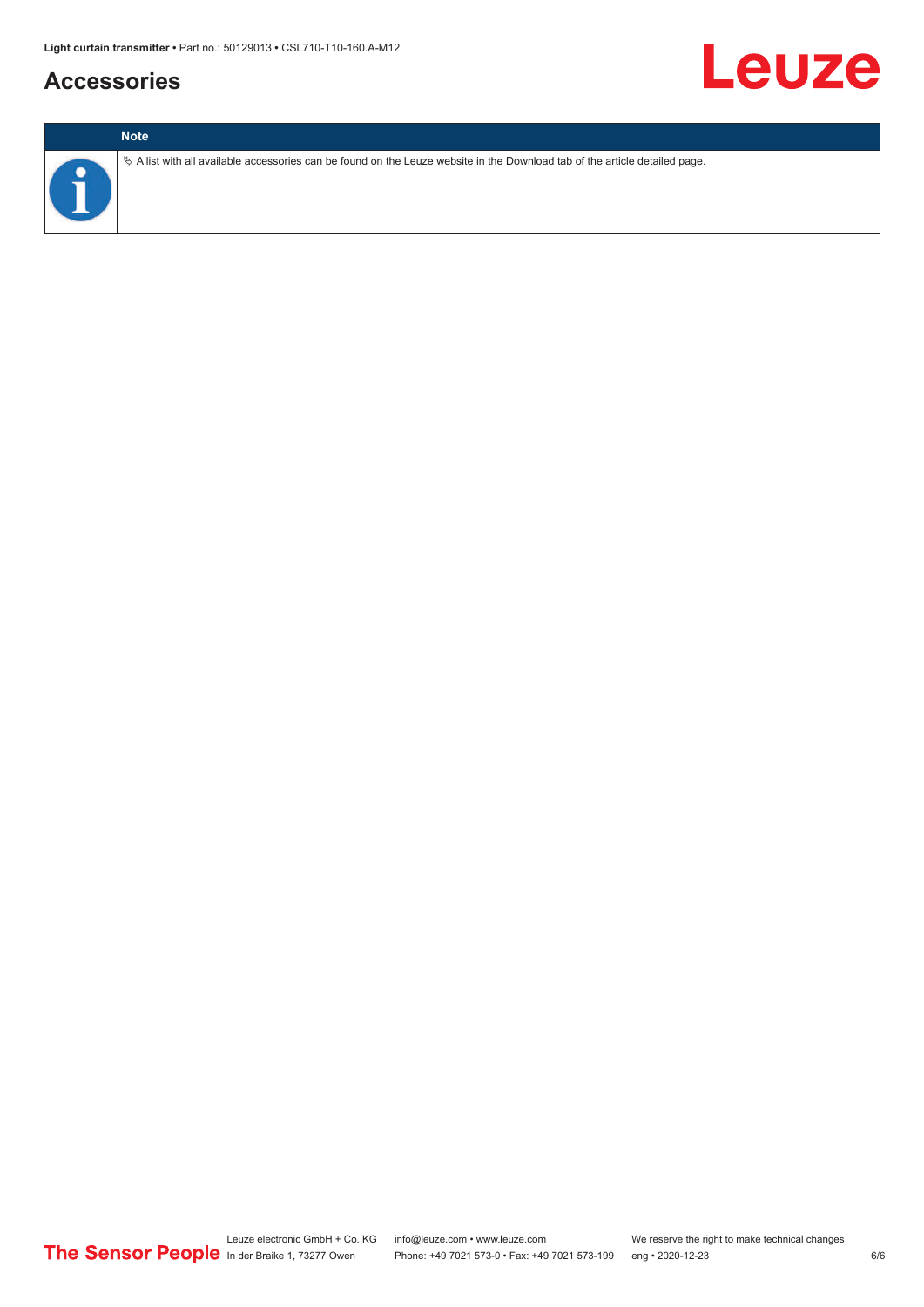## Accessories

| | Note |
|---|---|
| | ↳ A list with all available accessories can be found on the Leuze website in the Download tab of the article detailed page. |